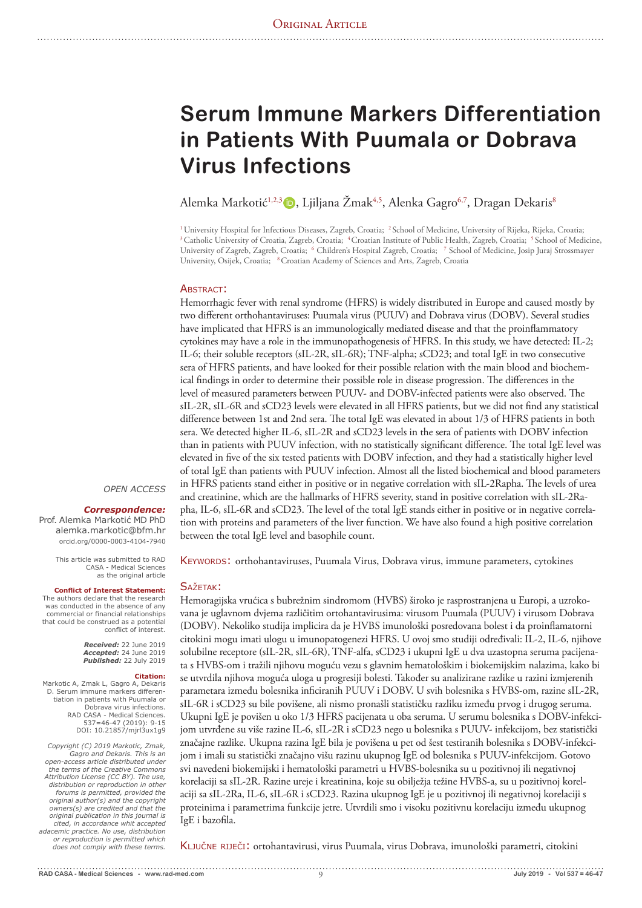Original Article

# Serum Immune Markers Differentiation in Patients With Puumala or Dobrava Virus Infections

Alemka Markotić[1,2,3], Ljiljana Žmak[4,5], Alenka Gagro[6,7], Dragan Dekaris[8]

[1] University Hospital for Infectious Diseases, Zagreb, Croatia; [2] School of Medicine, University of Rijeka, Rijeka, Croatia; [3] Catholic University of Croatia, Zagreb, Croatia; [4] Croatian Institute of Public Health, Zagreb, Croatia; [5] School of Medicine, University of Zagreb, Zagreb, Croatia; [6] Children's Hospital Zagreb, Croatia; [7] School of Medicine, Josip Juraj Strossmayer University, Osijek, Croatia; [8] Croatian Academy of Sciences and Arts, Zagreb, Croatia

## Abstract:

Hemorrhagic fever with renal syndrome (HFRS) is widely distributed in Europe and caused mostly by two different orthohantaviruses: Puumala virus (PUUV) and Dobrava virus (DOBV). Several studies have implicated that HFRS is an immunologically mediated disease and that the proinflammatory cytokines may have a role in the immunopathogenesis of HFRS. In this study, we have detected: IL-2; IL-6; their soluble receptors (sIL-2R, sIL-6R); TNF-alpha; sCD23; and total IgE in two consecutive sera of HFRS patients, and have looked for their possible relation with the main blood and biochemical findings in order to determine their possible role in disease progression. The differences in the level of measured parameters between PUUV- and DOBV-infected patients were also observed. The sIL-2R, sIL-6R and sCD23 levels were elevated in all HFRS patients, but we did not find any statistical difference between 1st and 2nd sera. The total IgE was elevated in about 1/3 of HFRS patients in both sera. We detected higher IL-6, sIL-2R and sCD23 levels in the sera of patients with DOBV infection than in patients with PUUV infection, with no statistically significant difference. The total IgE level was elevated in five of the six tested patients with DOBV infection, and they had a statistically higher level of total IgE than patients with PUUV infection. Almost all the listed biochemical and blood parameters in HFRS patients stand either in positive or in negative correlation with sIL-2Rapha. The levels of urea and creatinine, which are the hallmarks of HFRS severity, stand in positive correlation with sIL-2Rapha, IL-6, sIL-6R and sCD23. The level of the total IgE stands either in positive or in negative correlation with proteins and parameters of the liver function. We have also found a high positive correlation between the total IgE level and basophile count.

Keywords: orthohantaviruses, Puumala Virus, Dobrava virus, immune parameters, cytokines

## Sažetak:

Hemoragijska vrućica s bubrežnim sindromom (HVBS) široko je rasprostranjena u Europi, a uzrokovana je uglavnom dvjema različitim ortohantavirusima: virusom Puumala (PUUV) i virusom Dobrava (DOBV). Nekoliko studija implicira da je HVBS imunološki posredovana bolest i da proinflamatorni citokini mogu imati ulogu u imunopatogenezi HFRS. U ovoj smo studiji određivali: IL-2, IL-6, njihove solubilne receptore (sIL-2R, sIL-6R), TNF-alfa, sCD23 i ukupni IgE u dva uzastopna seruma pacijenata s HVBS-om i tražili njihovu moguću vezu s glavnim hematološkim i biokemijskim nalazima, kako bi se utvrdila njihova moguća uloga u progresiji bolesti. Također su analizirane razlike u razini izmjerenih parametara između bolesnika inficiranih PUUV i DOBV. U svih bolesnika s HVBS-om, razine sIL-2R, sIL-6R i sCD23 su bile povišene, ali nismo pronašli statističku razliku između prvog i drugog seruma. Ukupni IgE je povišen u oko 1/3 HFRS pacijenata u oba seruma. U serumu bolesnika s DOBV-infekcijom utvrđene su više razine IL-6, sIL-2R i sCD23 nego u bolesnika s PUUV- infekcijom, bez statistički značajne razlike. Ukupna razina IgE bila je povišena u pet od šest testiranih bolesnika s DOBV-infekcijom i imali su statistički značajno višu razinu ukupnog IgE od bolesnika s PUUV-infekcijom. Gotovo svi navedeni biokemijski i hematološki parametri u HVBS-bolesnika su u pozitivnoj ili negativnoj korelaciji sa sIL-2R. Razine ureje i kreatinina, koje su obilježja težine HVBS-a, su u pozitivnoj korelaciji sa sIL-2Ra, IL-6, sIL-6R i sCD23. Razina ukupnog IgE je u pozitivnoj ili negativnoj korelaciji s proteinima i parametrima funkcije jetre. Utvrdili smo i visoku pozitivnu korelaciju između ukupnog IgE i bazofila.

Ključne riječi: ortohantavirusi, virus Puumala, virus Dobrava, imunološki parametri, citokini

*OPEN ACCESS*

***Correspondence:***
Prof. Alemka Markotić MD PhD
alemka.markotic@bfm.hr
orcid.org/0000-0003-4104-7940

This article was submitted to RAD CASA - Medical Sciences as the original article

**Conflict of Interest Statement:**
The authors declare that the research was conducted in the absence of any commercial or financial relationships that could be construed as a potential conflict of interest.

***Received:*** 22 June 2019
***Accepted:*** 24 June 2019
***Published:*** 22 July 2019

**Citation:**
Markotic A, Zmak L, Gagro A, Dekaris D. Serum immune markers differentiation in patients with Puumala or Dobrava virus infections. RAD CASA - Medical Sciences. 537=46-47 (2019): 9-15
DOI: 10.21857/mjrl3ux1g9

*Copyright (C) 2019 Markotic, Zmak, Gagro and Dekaris. This is an open-access article distributed under the terms of the Creative Commons Attribution License (CC BY). The use, distribution or reproduction in other forums is permitted, provided the original author(s) and the copyright owners(s) are credited and that the original publication in this journal is cited, in accordance whit accepted adacemic practice. No use, distribution or reproduction is permitted which does not comply with these terms.*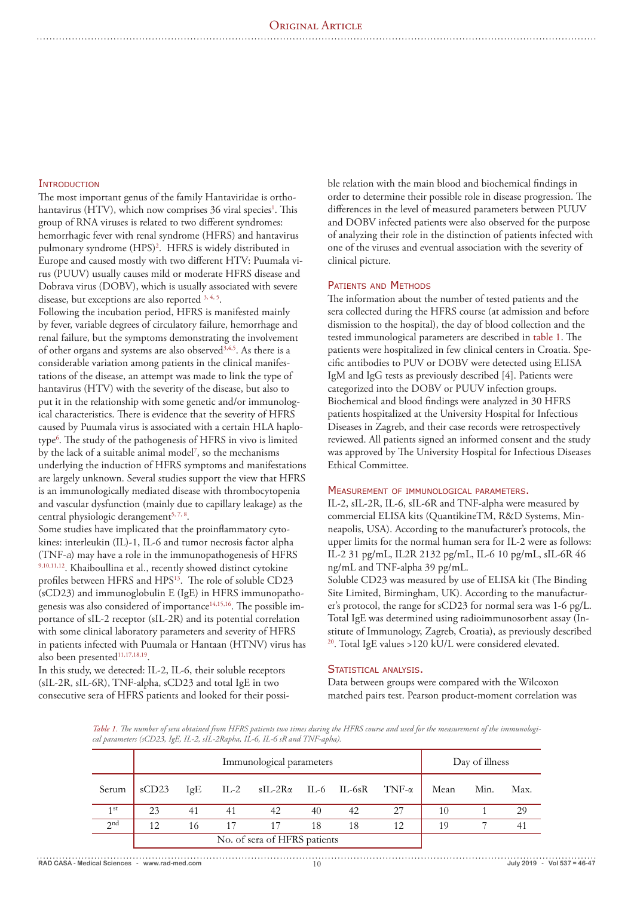## Introduction

The most important genus of the family Hantaviridae is orthohantavirus (HTV), which now comprises 36 viral species[1]. This group of RNA viruses is related to two different syndromes: hemorrhagic fever with renal syndrome (HFRS) and hantavirus pulmonary syndrome (HPS)[2]. HFRS is widely distributed in Europe and caused mostly with two different HTV: Puumala virus (PUUV) usually causes mild or moderate HFRS disease and Dobrava virus (DOBV), which is usually associated with severe disease, but exceptions are also reported [3, 4, 5].

Following the incubation period, HFRS is manifested mainly by fever, variable degrees of circulatory failure, hemorrhage and renal failure, but the symptoms demonstrating the involvement of other organs and systems are also observed[3,4,5]. As there is a considerable variation among patients in the clinical manifestations of the disease, an attempt was made to link the type of hantavirus (HTV) with the severity of the disease, but also to put it in the relationship with some genetic and/or immunological characteristics. There is evidence that the severity of HFRS caused by Puumala virus is associated with a certain HLA haplotype[6]. The study of the pathogenesis of HFRS in vivo is limited by the lack of a suitable animal model[7], so the mechanisms underlying the induction of HFRS symptoms and manifestations are largely unknown. Several studies support the view that HFRS is an immunologically mediated disease with thrombocytopenia and vascular dysfunction (mainly due to capillary leakage) as the central physiologic derangement[5, 7, 8].

Some studies have implicated that the proinflammatory cytokines: interleukin (IL)-1, IL-6 and tumor necrosis factor alpha (TNF-*a*) may have a role in the immunopathogenesis of HFRS [9,10,11,12]. Khaiboullina et al., recently showed distinct cytokine profiles between HFRS and HPS[13]. The role of soluble CD23 (sCD23) and immunoglobulin E (IgE) in HFRS immunopathogenesis was also considered of importance[14,15,16]. The possible importance of sIL-2 receptor (sIL-2R) and its potential correlation with some clinical laboratory parameters and severity of HFRS in patients infected with Puumala or Hantaan (HTNV) virus has also been presented[11,17,18,19].

In this study, we detected: IL-2, IL-6, their soluble receptors (sIL-2R, sIL-6R), TNF-alpha, sCD23 and total IgE in two consecutive sera of HFRS patients and looked for their possible relation with the main blood and biochemical findings in order to determine their possible role in disease progression. The differences in the level of measured parameters between PUUV and DOBV infected patients were also observed for the purpose of analyzing their role in the distinction of patients infected with one of the viruses and eventual association with the severity of clinical picture.

## Patients and Methods

The information about the number of tested patients and the sera collected during the HFRS course (at admission and before dismission to the hospital), the day of blood collection and the tested immunological parameters are described in table 1. The patients were hospitalized in few clinical centers in Croatia. Specific antibodies to PUV or DOBV were detected using ELISA IgM and IgG tests as previously described [4]. Patients were categorized into the DOBV or PUUV infection groups. Biochemical and blood findings were analyzed in 30 HFRS patients hospitalized at the University Hospital for Infectious Diseases in Zagreb, and their case records were retrospectively reviewed. All patients signed an informed consent and the study was approved by The University Hospital for Infectious Diseases Ethical Committee.

### Measurement of immunological parameters.

IL-2, sIL-2R, IL-6, sIL-6R and TNF-alpha were measured by commercial ELISA kits (QuantikineTM, R&D Systems, Minneapolis, USA). According to the manufacturer's protocols, the upper limits for the normal human sera for IL-2 were as follows: IL-2 31 pg/mL, IL2R 2132 pg/mL, IL-6 10 pg/mL, sIL-6R 46 ng/mL and TNF-alpha 39 pg/mL.

Soluble CD23 was measured by use of ELISA kit (The Binding Site Limited, Birmingham, UK). According to the manufacturer's protocol, the range for sCD23 for normal sera was 1-6 pg/L. Total IgE was determined using radioimmunosorbent assay (Institute of Immunology, Zagreb, Croatia), as previously described [20]. Total IgE values >120 kU/L were considered elevated.

### Statistical analysis.

Data between groups were compared with the Wilcoxon matched pairs test. Pearson product-moment correlation was

*Table 1. The number of sera obtained from HFRS patients two times during the HFRS course and used for the measurement of the immunological parameters (sCD23, IgE, IL-2, sIL-2Rapha, IL-6, IL-6 sR and TNF-apha).*

| | Immunological parameters | | | | | | | Day of illness | | |
|---|---|---|---|---|---|---|---|---|---|---|
| Serum | sCD23 | IgE | IL-2 | sIL-2Rα | IL-6 | IL-6sR | TNF-α | Mean | Min. | Max. |
| 1[st] | 23 | 41 | 41 | 42 | 40 | 42 | 27 | 10 | 1 | 29 |
| 2[nd] | 12 | 16 | 17 | 17 | 18 | 18 | 12 | 19 | 7 | 41 |
| | No. of sera of HFRS patients | | | | | | | | | |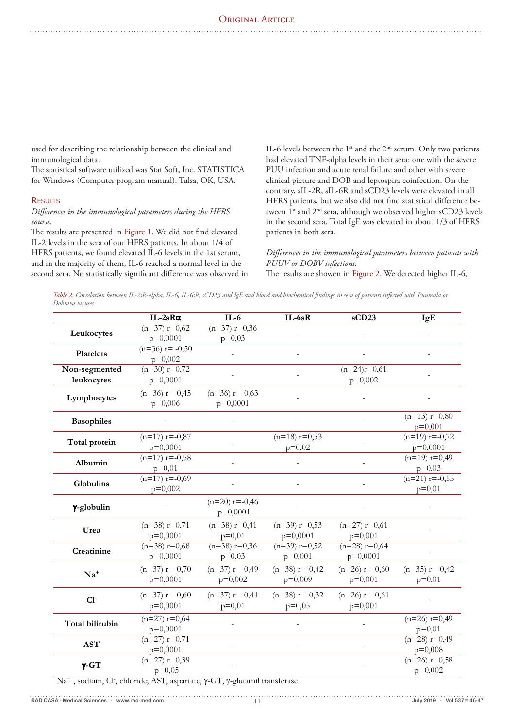used for describing the relationship between the clinical and immunological data.
The statistical software utilized was Stat Soft, Inc. STATISTICA for Windows (Computer program manual). Tulsa, OK, USA.

## Results

*Differences in the immunological parameters during the HFRS course.*
The results are presented in Figure 1. We did not find elevated IL-2 levels in the sera of our HFRS patients. In about 1/4 of HFRS patients, we found elevated IL-6 levels in the 1st serum, and in the majority of them, IL-6 reached a normal level in the second sera. No statistically significant difference was observed in IL-6 levels between the 1st and the 2nd serum. Only two patients had elevated TNF-alpha levels in their sera: one with the severe PUU infection and acute renal failure and other with severe clinical picture and DOB and leptospira coinfection. On the contrary, sIL-2R, sIL-6R and sCD23 levels were elevated in all HFRS patients, but we also did not find statistical difference between 1st and 2nd sera, although we observed higher sCD23 levels in the second sera. Total IgE was elevated in about 1/3 of HFRS patients in both sera.

*Differences in the immunological parameters between patients with PUUV or DOBV infections.*
The results are shown in Figure 2. We detected higher IL-6,

*Table 2. Correlation between IL-2sR-alpha, IL-6, IL-6sR, sCD23 and IgE and blood and biochemical findings in sera of patients infected with Puumala or Dobrava viruses*

| | IL-2sRα | IL-6 | IL-6sR | sCD23 | IgE |
|---|---|---|---|---|---|
| **Leukocytes** | (n=37) r=0,62 p=0,0001 | (n=37) r=0,36 p=0,03 | - | - | - |
| **Platelets** | (n=36) r= -0,50 p=0,002 | - | - | - | - |
| **Non-segmented leukocytes** | (n=30) r=0,72 p=0,0001 | - | - | (n=24)r=0,61 p=0,002 | - |
| **Lymphocytes** | (n=36) r=-0,45 p=0,006 | (n=36) r=-0,63 p=0,0001 | - | - | - |
| **Basophiles** | - | - | - | - | (n=13) r=0,80 p=0,001 |
| **Total protein** | (n=17) r=-0,87 p=0,0001 | - | (n=18) r=0,53 p=0,02 | - | (n=19) r=-0,72 p=0,0001 |
| **Albumin** | (n=17) r=-0,58 p=0,01 | - | - | - | (n=19) r=0,49 p=0,03 |
| **Globulins** | (n=17) r=-0,69 p=0,002 | - | - | - | (n=21) r=-0,55 p=0,01 |
| **γ-globulin** | - | (n=20) r=-0,46 p=0,0001 | - | - | - |
| **Urea** | (n=38) r=0,71 p=0,0001 | (n=38) r=0,41 p=0,01 | (n=39) r=0,53 p=0,0001 | (n=27) r=0,61 p=0,001 | - |
| **Creatinine** | (n=38) r=0,68 p=0,0001 | (n=38) r=0,36 p=0,03 | (n=39) r=0,52 p=0,001 | (n=28) r=0,64 p=0,0001 | - |
| **$Na^+$** | (n=37) r=-0,70 p=0,0001 | (n=37) r=-0,49 p=0,002 | (n=38) r=-0,42 p=0,009 | (n=26) r=-0,60 p=0,001 | (n=35) r=-0,42 p=0,01 |
| **$Cl^-$** | (n=37) r=-0,60 p=0,0001 | (n=37) r=-0,41 p=0,01 | (n=38) r=-0,32 p=0,05 | (n=26) r=-0,61 p=0,001 | - |
| **Total bilirubin** | (n=27) r=0,64 p=0,0001 | - | - | - | (n=26) r=0,49 p=0,01 |
| **AST** | (n=27) r=0,71 p=0,0001 | - | - | - | (n=28) r=0,49 p=0,008 |
| **γ-GT** | (n=27) r=0,39 p=0,05 | - | - | - | (n=26) r=0,58 p=0,002 |

$Na^+$, sodium, $Cl^-$, chloride; AST, aspartate, γ-GT, γ-glutamil transferase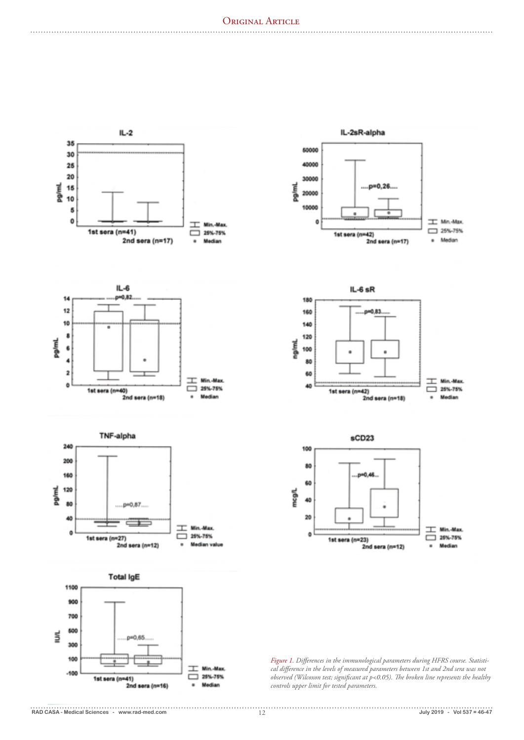*Figure 1. Differences in the immunological parameters during HFRS course. Statistical difference in the levels of measured parameters between 1st and 2nd sera was not observed (Wilcoxon test; significant at $p<0.05$). The broken line represents the healthy controls upper limit for tested parameters.*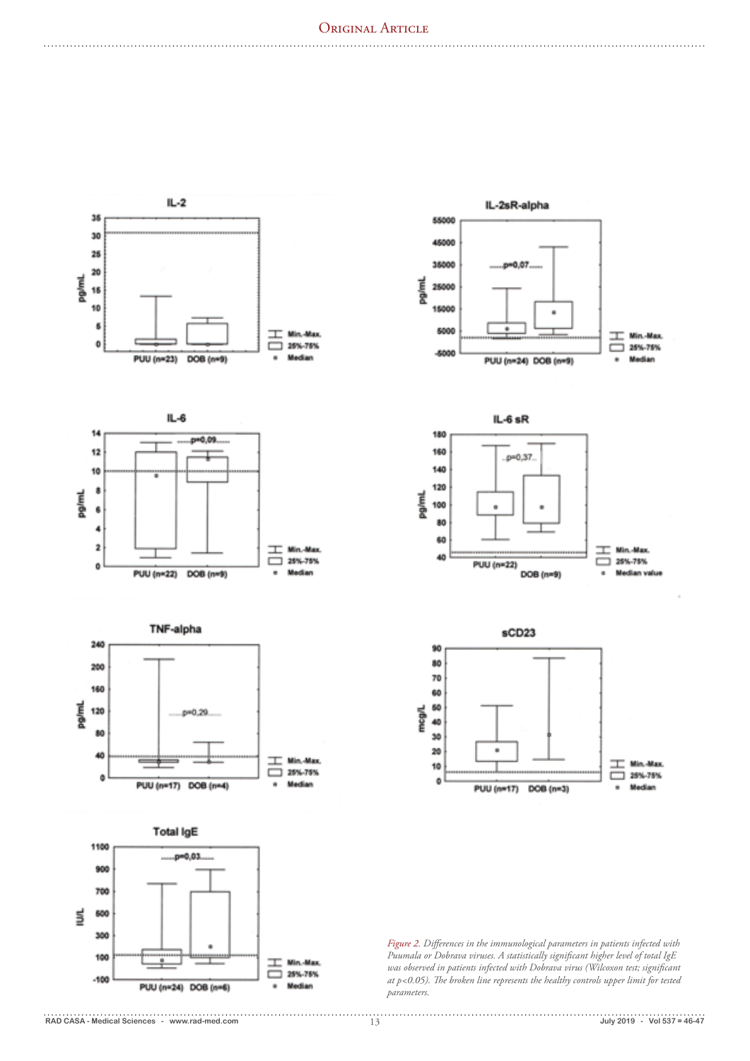*Figure 2. Differences in the immunological parameters in patients infected with Puumala or Dobrava viruses. A statistically significant higher level of total IgE was observed in patients infected with Dobrava virus (Wilcoxon test; significant at p<0.05). The broken line represents the healthy controls upper limit for tested parameters.*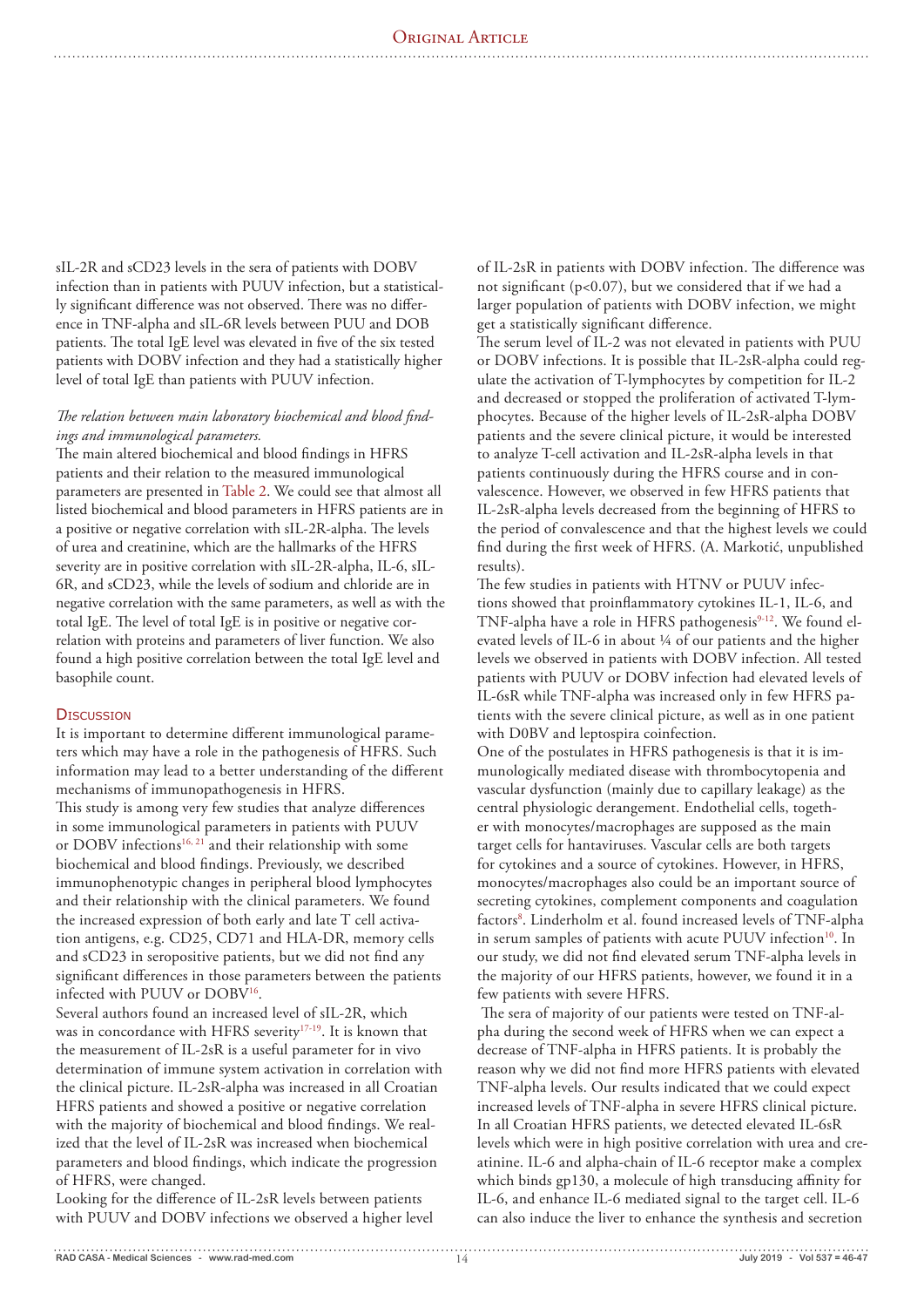sIL-2R and sCD23 levels in the sera of patients with DOBV infection than in patients with PUUV infection, but a statistically significant difference was not observed. There was no difference in TNF-alpha and sIL-6R levels between PUU and DOB patients. The total IgE level was elevated in five of the six tested patients with DOBV infection and they had a statistically higher level of total IgE than patients with PUUV infection.

*The relation between main laboratory biochemical and blood findings and immunological parameters.*

The main altered biochemical and blood findings in HFRS patients and their relation to the measured immunological parameters are presented in Table 2. We could see that almost all listed biochemical and blood parameters in HFRS patients are in a positive or negative correlation with sIL-2R-alpha. The levels of urea and creatinine, which are the hallmarks of the HFRS severity are in positive correlation with sIL-2R-alpha, IL-6, sIL-6R, and sCD23, while the levels of sodium and chloride are in negative correlation with the same parameters, as well as with the total IgE. The level of total IgE is in positive or negative correlation with proteins and parameters of liver function. We also found a high positive correlation between the total IgE level and basophile count.

## Discussion

It is important to determine different immunological parameters which may have a role in the pathogenesis of HFRS. Such information may lead to a better understanding of the different mechanisms of immunopathogenesis in HFRS.

This study is among very few studies that analyze differences in some immunological parameters in patients with PUUV or DOBV infections[16, 21] and their relationship with some biochemical and blood findings. Previously, we described immunophenotypic changes in peripheral blood lymphocytes and their relationship with the clinical parameters. We found the increased expression of both early and late T cell activation antigens, e.g. CD25, CD71 and HLA-DR, memory cells and sCD23 in seropositive patients, but we did not find any significant differences in those parameters between the patients infected with PUUV or DOBV[16].

Several authors found an increased level of sIL-2R, which was in concordance with HFRS severity[17-19]. It is known that the measurement of IL-2sR is a useful parameter for in vivo determination of immune system activation in correlation with the clinical picture. IL-2sR-alpha was increased in all Croatian HFRS patients and showed a positive or negative correlation with the majority of biochemical and blood findings. We realized that the level of IL-2sR was increased when biochemical parameters and blood findings, which indicate the progression of HFRS, were changed.

Looking for the difference of IL-2sR levels between patients with PUUV and DOBV infections we observed a higher level of IL-2sR in patients with DOBV infection. The difference was not significant ($p<0.07$), but we considered that if we had a larger population of patients with DOBV infection, we might get a statistically significant difference.

The serum level of IL-2 was not elevated in patients with PUU or DOBV infections. It is possible that IL-2sR-alpha could regulate the activation of T-lymphocytes by competition for IL-2 and decreased or stopped the proliferation of activated T-lymphocytes. Because of the higher levels of IL-2sR-alpha DOBV patients and the severe clinical picture, it would be interested to analyze T-cell activation and IL-2sR-alpha levels in that patients continuously during the HFRS course and in convalescence. However, we observed in few HFRS patients that IL-2sR-alpha levels decreased from the beginning of HFRS to the period of convalescence and that the highest levels we could find during the first week of HFRS. (A. Markotić, unpublished results).

The few studies in patients with HTNV or PUUV infections showed that proinflammatory cytokines IL-1, IL-6, and TNF-alpha have a role in HFRS pathogenesis[9-12]. We found elevated levels of IL-6 in about ¼ of our patients and the higher levels we observed in patients with DOBV infection. All tested patients with PUUV or DOBV infection had elevated levels of IL-6sR while TNF-alpha was increased only in few HFRS patients with the severe clinical picture, as well as in one patient with D0BV and leptospira coinfection.

One of the postulates in HFRS pathogenesis is that it is immunologically mediated disease with thrombocytopenia and vascular dysfunction (mainly due to capillary leakage) together with the central physiologic derangement. Endothelial cells, together with monocytes/macrophages are supposed as the main target cells for hantaviruses. Vascular cells are both targets for cytokines and a source of cytokines. However, in HFRS, monocytes/macrophages also could be an important source of secreting cytokines, complement components and coagulation factors[8]. Linderholm et al. found increased levels of TNF-alpha in serum samples of patients with acute PUUV infection[10]. In our study, we did not find elevated serum TNF-alpha levels in the majority of our HFRS patients, however, we found it in a few patients with severe HFRS.

The sera of majority of our patients were tested on TNF-alpha during the second week of HFRS when we can expect a decrease of TNF-alpha in HFRS patients. It is probably the reason why we did not find more HFRS patients with elevated TNF-alpha levels. Our results indicated that we could expect increased levels of TNF-alpha in severe HFRS clinical picture. In all Croatian HFRS patients, we detected elevated IL-6sR levels which were in high positive correlation with urea and creatinine. IL-6 and alpha-chain of IL-6 receptor make a complex which binds gp130, a molecule of high transducing affinity for IL-6, and enhance IL-6 mediated signal to the target cell. IL-6 can also induce the liver to enhance the synthesis and secretion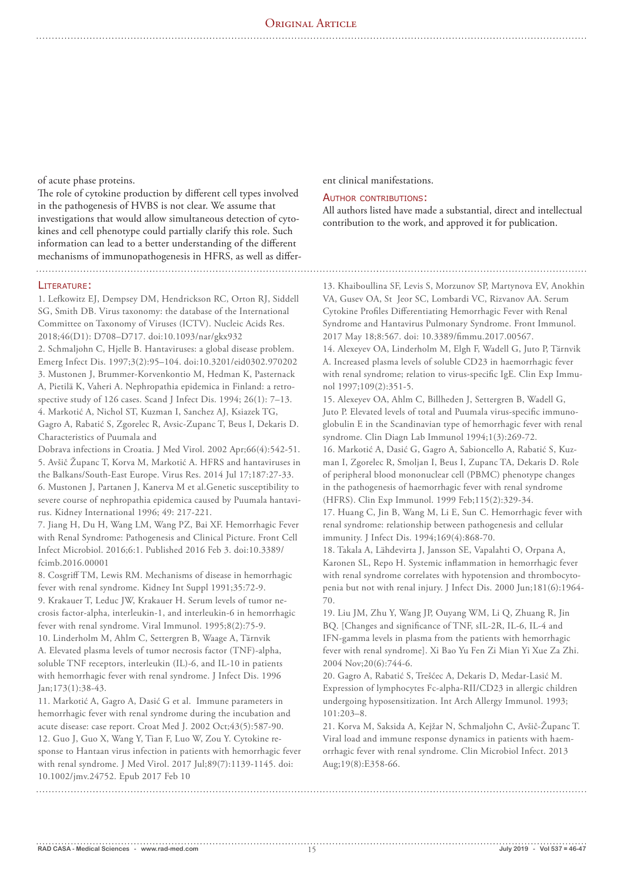of acute phase proteins.

The role of cytokine production by different cell types involved in the pathogenesis of HVBS is not clear. We assume that investigations that would allow simultaneous detection of cytokines and cell phenotype could partially clarify this role. Such information can lead to a better understanding of the different mechanisms of immunopathogenesis in HFRS, as well as different clinical manifestations.

## Author contributions:

All authors listed have made a substantial, direct and intellectual contribution to the work, and approved it for publication.

## Literature:

1. Lefkowitz EJ, Dempsey DM, Hendrickson RC, Orton RJ, Siddell SG, Smith DB. Virus taxonomy: the database of the International Committee on Taxonomy of Viruses (ICTV). Nucleic Acids Res. 2018;46(D1): D708–D717. doi:10.1093/nar/gkx932
2. Schmaljohn C, Hjelle B. Hantaviruses: a global disease problem. Emerg Infect Dis. 1997;3(2):95–104. doi:10.3201/eid0302.970202
3. Mustonen J, Brummer-Korvenkontio M, Hedman K, Pasternack A, Pietilä K, Vaheri A. Nephropathia epidemica in Finland: a retrospective study of 126 cases. Scand J Infect Dis. 1994; 26(1): 7–13.
4. Markotić A, Nichol ST, Kuzman I, Sanchez AJ, Ksiazek TG, Gagro A, Rabatić S, Zgorelec R, Avsic-Zupanc T, Beus I, Dekaris D. Characteristics of Puumala and Dobrava infections in Croatia. J Med Virol. 2002 Apr;66(4):542-51.
5. Avšič Županc T, Korva M, Markotić A. HFRS and hantaviruses in the Balkans/South-East Europe. Virus Res. 2014 Jul 17;187:27-33.
6. Mustonen J, Partanen J, Kanerva M et al.Genetic susceptibility to severe course of nephropathia epidemica caused by Puumala hantavirus. Kidney International 1996; 49: 217-221.
7. Jiang H, Du H, Wang LM, Wang PZ, Bai XF. Hemorrhagic Fever with Renal Syndrome: Pathogenesis and Clinical Picture. Front Cell Infect Microbiol. 2016;6:1. Published 2016 Feb 3. doi:10.3389/fcimb.2016.00001
8. Cosgriff TM, Lewis RM. Mechanisms of disease in hemorrhagic fever with renal syndrome. Kidney Int Suppl 1991;35:72-9.
9. Krakauer T, Leduc JW, Krakauer H. Serum levels of tumor necrosis factor-alpha, interleukin-1, and interleukin-6 in hemorrhagic fever with renal syndrome. Viral Immunol. 1995;8(2):75-9.
10. Linderholm M, Ahlm C, Settergren B, Waage A, Tärnvik A. Elevated plasma levels of tumor necrosis factor (TNF)-alpha, soluble TNF receptors, interleukin (IL)-6, and IL-10 in patients with hemorrhagic fever with renal syndrome. J Infect Dis. 1996 Jan;173(1):38-43.
11. Markotić A, Gagro A, Dasić G et al. Immune parameters in hemorrhagic fever with renal syndrome during the incubation and acute disease: case report. Croat Med J. 2002 Oct;43(5):587-90.
12. Guo J, Guo X, Wang Y, Tian F, Luo W, Zou Y. Cytokine response to Hantaan virus infection in patients with hemorrhagic fever with renal syndrome. J Med Virol. 2017 Jul;89(7):1139-1145. doi: 10.1002/jmv.24752. Epub 2017 Feb 10
13. Khaiboullina SF, Levis S, Morzunov SP, Martynova EV, Anokhin VA, Gusev OA, St Jeor SC, Lombardi VC, Rizvanov AA. Serum Cytokine Profiles Differentiating Hemorrhagic Fever with Renal Syndrome and Hantavirus Pulmonary Syndrome. Front Immunol. 2017 May 18;8:567. doi: 10.3389/fimmu.2017.00567.
14. Alexeyev OA, Linderholm M, Elgh F, Wadell G, Juto P, Tärnvik A. Increased plasma levels of soluble CD23 in haemorrhagic fever with renal syndrome; relation to virus-specific IgE. Clin Exp Immunol 1997;109(2):351-5.
15. Alexeyev OA, Ahlm C, Billheden J, Settergren B, Wadell G, Juto P. Elevated levels of total and Puumala virus-specific immunoglobulin E in the Scandinavian type of hemorrhagic fever with renal syndrome. Clin Diagn Lab Immunol 1994;1(3):269-72.
16. Markotić A, Dasić G, Gagro A, Sabioncello A, Rabatić S, Kuzman I, Zgorelec R, Smoljan I, Beus I, Zupanc TA, Dekaris D. Role of peripheral blood mononuclear cell (PBMC) phenotype changes in the pathogenesis of haemorrhagic fever with renal syndrome (HFRS). Clin Exp Immunol. 1999 Feb;115(2):329-34.
17. Huang C, Jin B, Wang M, Li E, Sun C. Hemorrhagic fever with renal syndrome: relationship between pathogenesis and cellular immunity. J Infect Dis. 1994;169(4):868-70.
18. Takala A, Lähdevirta J, Jansson SE, Vapalahti O, Orpana A, Karonen SL, Repo H. Systemic inflammation in hemorrhagic fever with renal syndrome correlates with hypotension and thrombocytopenia but not with renal injury. J Infect Dis. 2000 Jun;181(6):1964-70.
19. Liu JM, Zhu Y, Wang JP, Ouyang WM, Li Q, Zhuang R, Jin BQ. [Changes and significance of TNF, sIL-2R, IL-6, IL-4 and IFN-gamma levels in plasma from the patients with hemorrhagic fever with renal syndrome]. Xi Bao Yu Fen Zi Mian Yi Xue Za Zhi. 2004 Nov;20(6):744-6.
20. Gagro A, Rabatić S, Trešćec A, Dekaris D, Medar-Lasić M. Expression of lymphocytes Fc-alpha-RII/CD23 in allergic children undergoing hyposensitization. Int Arch Allergy Immunol. 1993; 101:203–8.
21. Korva M, Saksida A, Kejžar N, Schmaljohn C, Avšič-Županc T. Viral load and immune response dynamics in patients with haemorrhagic fever with renal syndrome. Clin Microbiol Infect. 2013 Aug;19(8):E358-66.